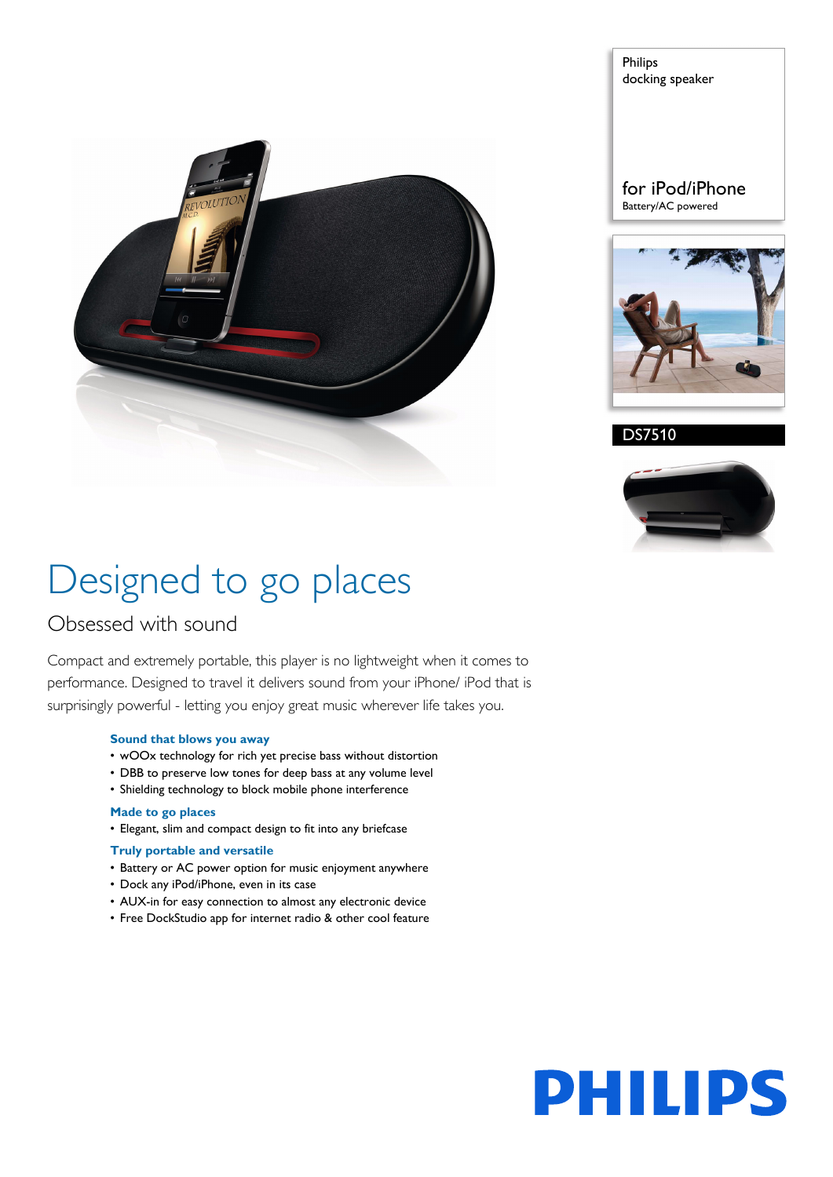Philips
docking speaker

for iPod/iPhone
Battery/AC powered

DS7510

# Designed to go places

## Obsessed with sound

Compact and extremely portable, this player is no lightweight when it comes to performance. Designed to travel it delivers sound from your iPhone/ iPod that is surprisingly powerful - letting you enjoy great music wherever life takes you.

### Sound that blows you away

- wOOx technology for rich yet precise bass without distortion
- DBB to preserve low tones for deep bass at any volume level
- Shielding technology to block mobile phone interference

### Made to go places

- Elegant, slim and compact design to fit into any briefcase

### Truly portable and versatile

- Battery or AC power option for music enjoyment anywhere
- Dock any iPod/iPhone, even in its case
- AUX-in for easy connection to almost any electronic device
- Free DockStudio app for internet radio & other cool feature

PHILIPS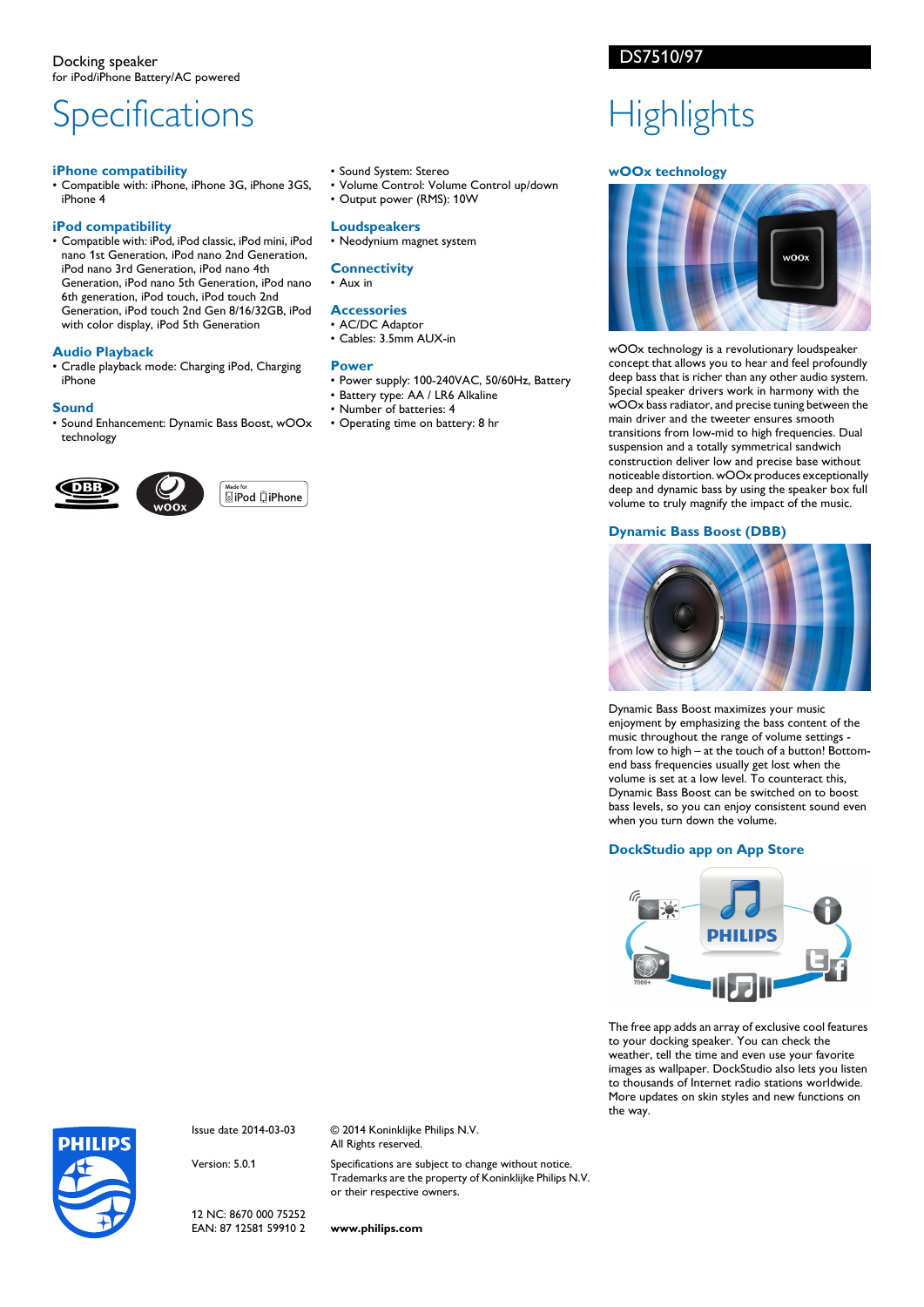Docking speaker
for iPod/iPhone Battery/AC powered

DS7510/97

# Specifications

### iPhone compatibility
- Compatible with: iPhone, iPhone 3G, iPhone 3GS, iPhone 4

### iPod compatibility
- Compatible with: iPod, iPod classic, iPod mini, iPod nano 1st Generation, iPod nano 2nd Generation, iPod nano 3rd Generation, iPod nano 4th Generation, iPod nano 5th Generation, iPod nano 6th generation, iPod touch, iPod touch 2nd Generation, iPod touch 2nd Gen 8/16/32GB, iPod with color display, iPod 5th Generation

### Audio Playback
- Cradle playback mode: Charging iPod, Charging iPhone

### Sound
- Sound Enhancement: Dynamic Bass Boost, wOOx technology
- Sound System: Stereo
- Volume Control: Volume Control up/down
- Output power (RMS): 10W

### Loudspeakers
- Neodymium magnet system

### Connectivity
- Aux in

### Accessories
- AC/DC Adaptor
- Cables: 3.5mm AUX-in

### Power
- Power supply: 100-240VAC, 50/60Hz, Battery
- Battery type: AA / LR6 Alkaline
- Number of batteries: 4
- Operating time on battery: 8 hr

# Highlights

### wOOx technology

wOOx technology is a revolutionary loudspeaker concept that allows you to hear and feel profoundly deep bass that is richer than any other audio system. Special speaker drivers work in harmony with the wOOx bass radiator, and precise tuning between the main driver and the tweeter ensures smooth transitions from low-mid to high frequencies. Dual suspension and a totally symmetrical sandwich construction deliver low and precise base without noticeable distortion. wOOx produces exceptionally deep and dynamic bass by using the speaker box full volume to truly magnify the impact of the music.

### Dynamic Bass Boost (DBB)

Dynamic Bass Boost maximizes your music enjoyment by emphasizing the bass content of the music throughout the range of volume settings - from low to high – at the touch of a button! Bottom-end bass frequencies usually get lost when the volume is set at a low level. To counteract this, Dynamic Bass Boost can be switched on to boost bass levels, so you can enjoy consistent sound even when you turn down the volume.

### DockStudio app on App Store

The free app adds an array of exclusive cool features to your docking speaker. You can check the weather, tell the time and even use your favorite images as wallpaper. DockStudio also lets you listen to thousands of Internet radio stations worldwide. More updates on skin styles and new functions on the way.

Issue date 2014-03-03

Version: 5.0.1

12 NC: 8670 000 75252
EAN: 87 12581 59910 2

© 2014 Koninklijke Philips N.V.
All Rights reserved.

Specifications are subject to change without notice. Trademarks are the property of Koninklijke Philips N.V. or their respective owners.

**www.philips.com**